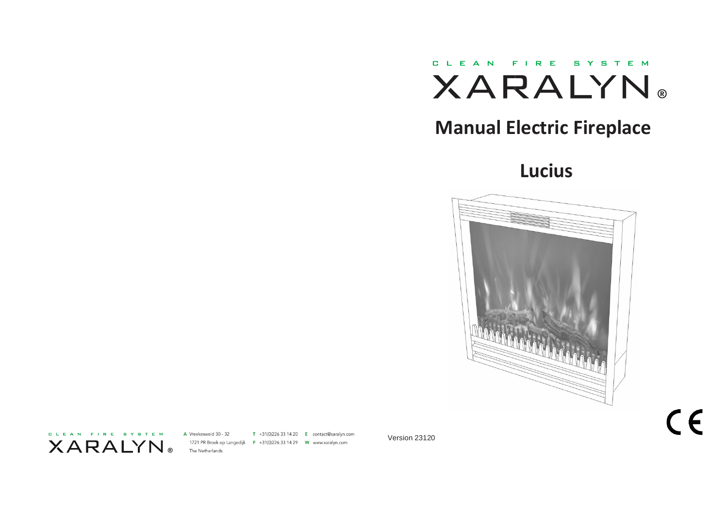CLEAN FIRE SYSTEM

XARALYN®

# Manual Electric Fireplace

## Lucius

CE

CLEAN FIRE SYSTEM

XARALYN®

A Vreekesweid 30 - 32
1721 PR Broek op Langedijk
The Netherlands

T +31(0)226 33 14 20
F +31(0)226 33 14 29

E contact@xaralyn.com
W www.xaralyn.com

Version 23120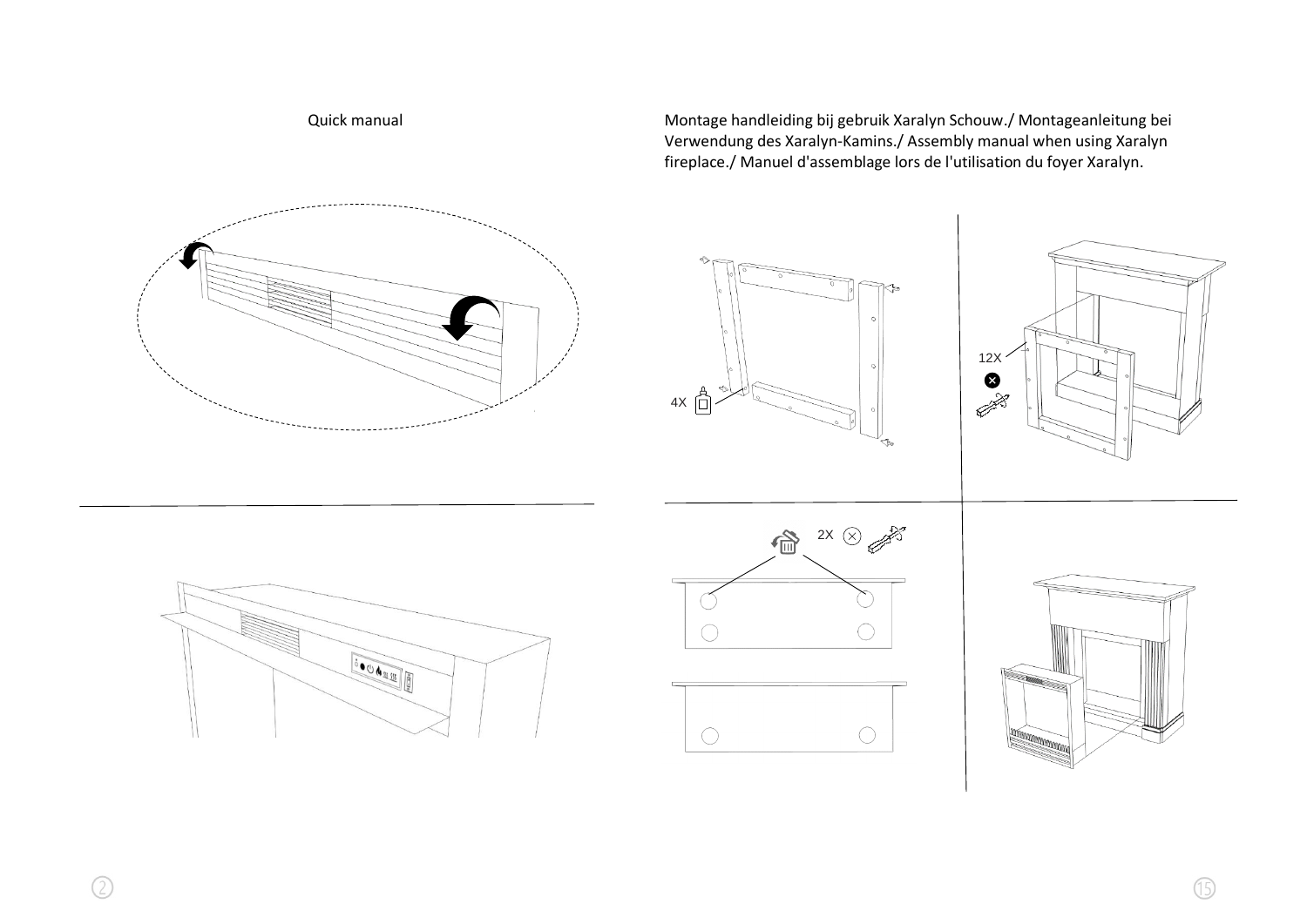Quick manual

Montage handleiding bij gebruik Xaralyn Schouw./ Montageanleitung bei Verwendung des Xaralyn-Kamins./ Assembly manual when using Xaralyn fireplace./ Manuel d'assemblage lors de l'utilisation du foyer Xaralyn.

4X

12X

2X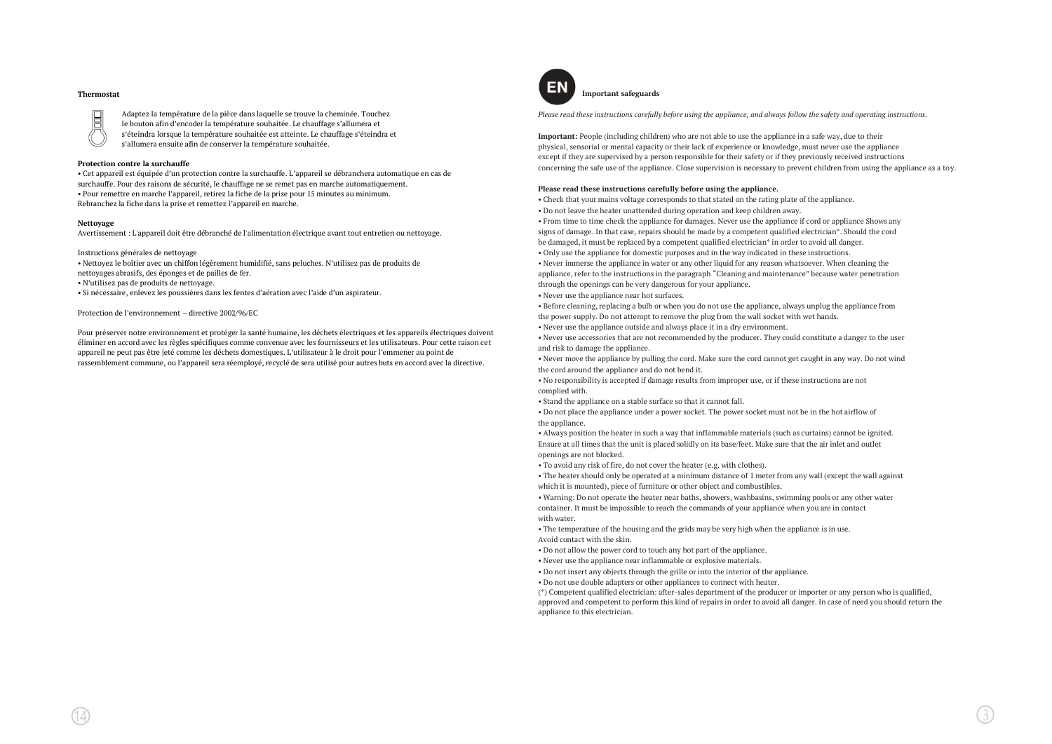**Thermostat**

Adaptez la température de la pièce dans laquelle se trouve la cheminée. Touchez le bouton afin d'encoder la température souhaitée. Le chauffage s'allumera et s'éteindra lorsque la température souhaitée est atteinte. Le chauffage s'éteindra et s'allumera ensuite afin de conserver la température souhaitée.

**Protection contre la surchauffe**

• Cet appareil est équipée d'un protection contre la surchauffe. L'appareil se débranchera automatique en cas de surchauffe. Pour des raisons de sécurité, le chauffage ne se remet pas en marche automatiquement.
• Pour remettre en marche l'appareil, retirez la fiche de la prise pour 15 minutes au minimum.
Rebranchez la fiche dans la prise et remettez l'appareil en marche.

**Nettoyage**

Avertissement : L'appareil doit être débranché de l'alimentation électrique avant tout entretien ou nettoyage.

Instructions générales de nettoyage

• Nettoyez le boîtier avec un chiffon légèrement humidifié, sans peluches. N'utilisez pas de produits de nettoyages abrasifs, des éponges et de pailles de fer.
• N'utilisez pas de produits de nettoyage.
• Si nécessaire, enlevez les poussières dans les fentes d'aération avec l'aide d'un aspirateur.

Protection de l'environnement – directive 2002/96/EC

Pour préserver notre environnement et protéger la santé humaine, les déchets électriques et les appareils électriques doivent éliminer en accord avec les règles spécifiques comme convenue avec les fournisseurs et les utilisateurs. Pour cette raison cet appareil ne peut pas être jeté comme les déchets domestiques. L'utilisateur à le droit pour l'emmener au point de rassemblement commune, ou l'appareil sera réemployé, recyclé de sera utilisé pour autres buts en accord avec la directive.

EN

**Important safeguards**

*Please read these instructions carefully before using the appliance, and always follow the safety and operating instructions.*

**Important:** People (including children) who are not able to use the appliance in a safe way, due to their physical, sensorial or mental capacity or their lack of experience or knowledge, must never use the appliance except if they are supervised by a person responsible for their safety or if they previously received instructions concerning the safe use of the appliance. Close supervision is necessary to prevent children from using the appliance as a toy.

**Please read these instructions carefully before using the appliance.**

• Check that your mains voltage corresponds to that stated on the rating plate of the appliance.
• Do not leave the heater unattended during operation and keep children away.
• From time to time check the appliance for damages. Never use the appliance if cord or appliance Shows any signs of damage. In that case, repairs should be made by a competent qualified electrician*. Should the cord be damaged, it must be replaced by a competent qualified electrician* in order to avoid all danger.
• Only use the appliance for domestic purposes and in the way indicated in these instructions.
• Never immerse the appliance in water or any other liquid for any reason whatsoever. When cleaning the appliance, refer to the instructions in the paragraph "Cleaning and maintenance" because water penetration through the openings can be very dangerous for your appliance.
• Never use the appliance near hot surfaces.
• Before cleaning, replacing a bulb or when you do not use the appliance, always unplug the appliance from the power supply. Do not attempt to remove the plug from the wall socket with wet hands.
• Never use the appliance outside and always place it in a dry environment.
• Never use accessories that are not recommended by the producer. They could constitute a danger to the user and risk to damage the appliance.
• Never move the appliance by pulling the cord. Make sure the cord cannot get caught in any way. Do not wind the cord around the appliance and do not bend it.
• No responsibility is accepted if damage results from improper use, or if these instructions are not complied with.
• Stand the appliance on a stable surface so that it cannot fall.
• Do not place the appliance under a power socket. The power socket must not be in the hot airflow of the appliance.
• Always position the heater in such a way that inflammable materials (such as curtains) cannot be ignited. Ensure at all times that the unit is placed solidly on its base/feet. Make sure that the air inlet and outlet openings are not blocked.
• To avoid any risk of fire, do not cover the heater (e.g. with clothes).
• The heater should only be operated at a minimum distance of 1 meter from any wall (except the wall against which it is mounted), piece of furniture or other object and combustibles.
• Warning: Do not operate the heater near baths, showers, washbasins, swimming pools or any other water container. It must be impossible to reach the commands of your appliance when you are in contact with water.
• The temperature of the housing and the grids may be very high when the appliance is in use. Avoid contact with the skin.
• Do not allow the power cord to touch any hot part of the appliance.
• Never use the appliance near inflammable or explosive materials.
• Do not insert any objects through the grille or into the interior of the appliance.
• Do not use double adapters or other appliances to connect with heater.

(*) Competent qualified electrician: after-sales department of the producer or importer or any person who is qualified, approved and competent to perform this kind of repairs in order to avoid all danger. In case of need you should return the appliance to this electrician.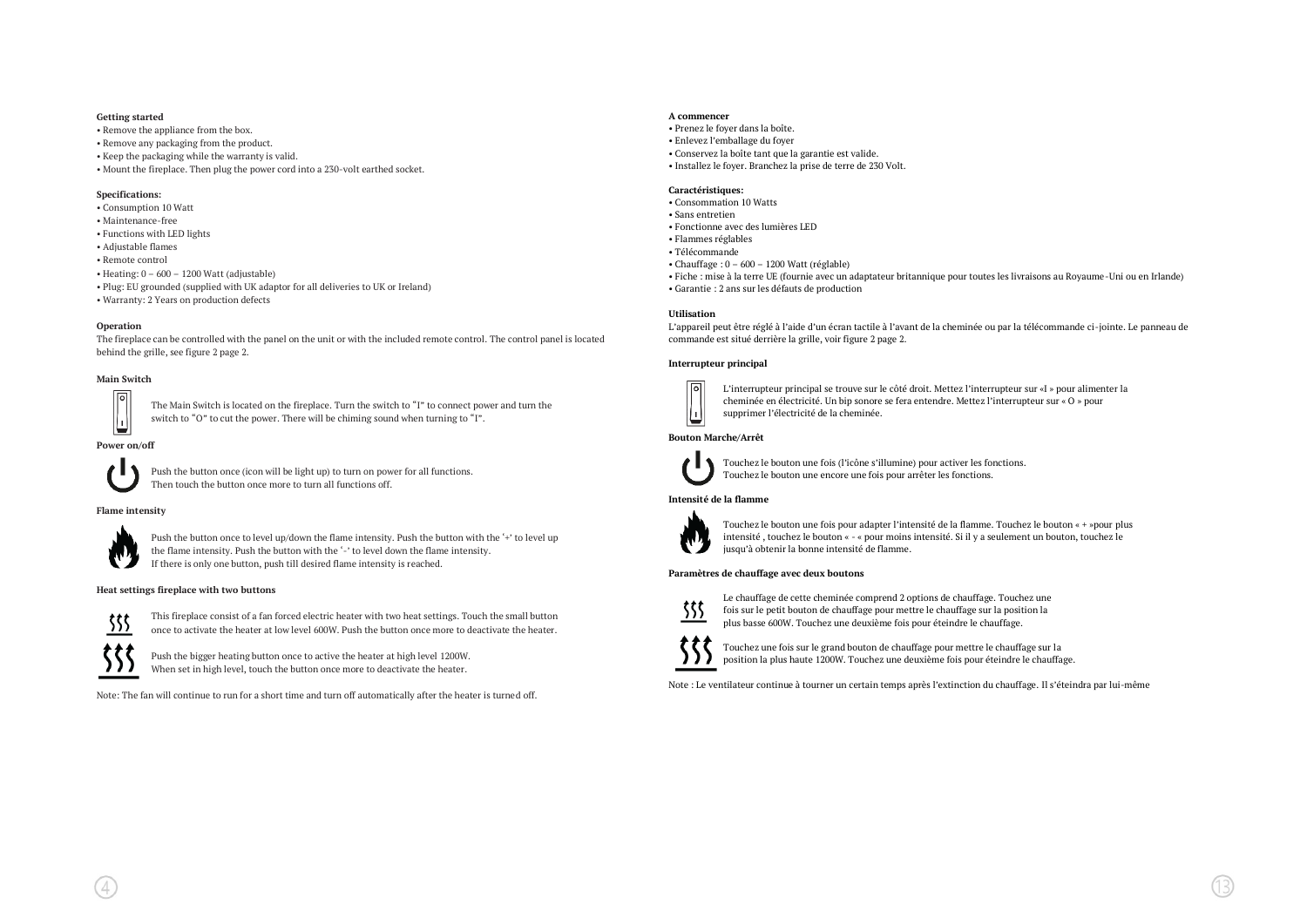**Getting started**

- Remove the appliance from the box.
- Remove any packaging from the product.
- Keep the packaging while the warranty is valid.
- Mount the fireplace. Then plug the power cord into a 230-volt earthed socket.

**Specifications:**

- Consumption 10 Watt
- Maintenance-free
- Functions with LED lights
- Adjustable flames
- Remote control
- Heating: 0 – 600 – 1200 Watt (adjustable)
- Plug: EU grounded (supplied with UK adaptor for all deliveries to UK or Ireland)
- Warranty: 2 Years on production defects

**Operation**

The fireplace can be controlled with the panel on the unit or with the included remote control. The control panel is located behind the grille, see figure 2 page 2.

**Main Switch**

The Main Switch is located on the fireplace. Turn the switch to "I" to connect power and turn the switch to "O" to cut the power. There will be chiming sound when turning to "I".

**Power on/off**

Push the button once (icon will be light up) to turn on power for all functions. Then touch the button once more to turn all functions off.

**Flame intensity**

Push the button once to level up/down the flame intensity. Push the button with the '+' to level up the flame intensity. Push the button with the '-' to level down the flame intensity. If there is only one button, push till desired flame intensity is reached.

**Heat settings fireplace with two buttons**

This fireplace consist of a fan forced electric heater with two heat settings. Touch the small button once to activate the heater at low level 600W. Push the button once more to deactivate the heater.

Push the bigger heating button once to active the heater at high level 1200W. When set in high level, touch the button once more to deactivate the heater.

Note: The fan will continue to run for a short time and turn off automatically after the heater is turned off.

**A commencer**

- Prenez le foyer dans la boîte.
- Enlevez l'emballage du foyer
- Conservez la boîte tant que la garantie est valide.
- Installez le foyer. Branchez la prise de terre de 230 Volt.

**Caractéristiques:**

- Consommation 10 Watts
- Sans entretien
- Fonctionne avec des lumières LED
- Flammes réglables
- Télécommande
- Chauffage : 0 – 600 – 1200 Watt (réglable)
- Fiche : mise à la terre UE (fournie avec un adaptateur britannique pour toutes les livraisons au Royaume-Uni ou en Irlande)
- Garantie : 2 ans sur les défauts de production

**Utilisation**

L'appareil peut être réglé à l'aide d'un écran tactile à l'avant de la cheminée ou par la télécommande ci-jointe. Le panneau de commande est situé derrière la grille, voir figure 2 page 2.

**Interrupteur principal**

L'interrupteur principal se trouve sur le côté droit. Mettez l'interrupteur sur «I » pour alimenter la cheminée en électricité. Un bip sonore se fera entendre. Mettez l'interrupteur sur « O » pour supprimer l'électricité de la cheminée.

**Bouton Marche/Arrêt**

Touchez le bouton une fois (l'icône s'illumine) pour activer les fonctions. Touchez le bouton une encore une fois pour arrêter les fonctions.

**Intensité de la flamme**

Touchez le bouton une fois pour adapter l'intensité de la flamme. Touchez le bouton « + »pour plus intensité , touchez le bouton « - « pour moins intensité. Si il y a seulement un bouton, touchez le jusqu'à obtenir la bonne intensité de flamme.

**Paramètres de chauffage avec deux boutons**

Le chauffage de cette cheminée comprend 2 options de chauffage. Touchez une fois sur le petit bouton de chauffage pour mettre le chauffage sur la position la plus basse 600W. Touchez une deuxième fois pour éteindre le chauffage.

Touchez une fois sur le grand bouton de chauffage pour mettre le chauffage sur la position la plus haute 1200W. Touchez une deuxième fois pour éteindre le chauffage.

Note : Le ventilateur continue à tourner un certain temps après l'extinction du chauffage. Il s'éteindra par lui-même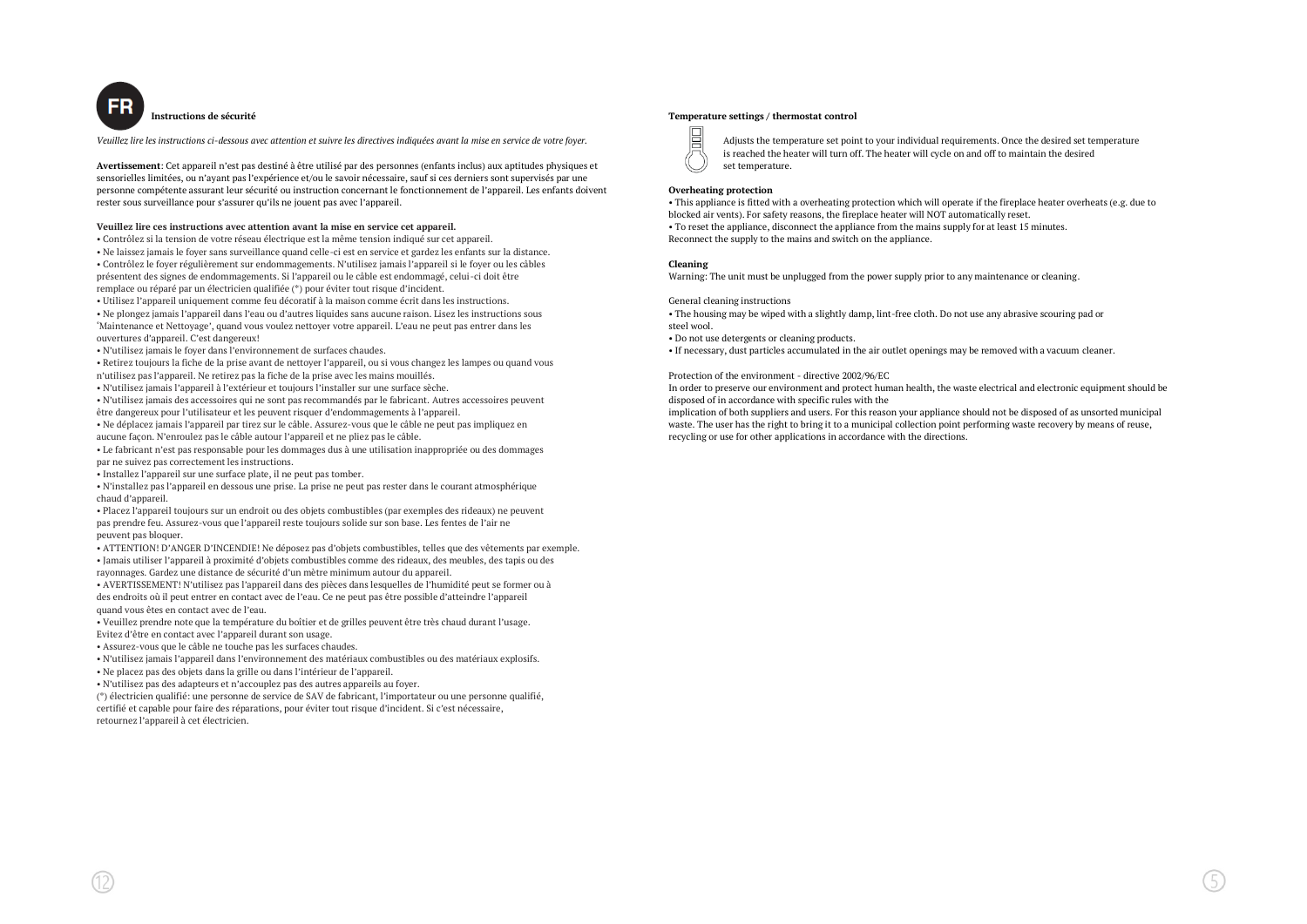## FR Instructions de sécurité

*Veuillez lire les instructions ci-dessous avec attention et suivre les directives indiquées avant la mise en service de votre foyer.*

**Avertissement**: Cet appareil n'est pas destiné à être utilisé par des personnes (enfants inclus) aux aptitudes physiques et sensorielles limitées, ou n'ayant pas l'expérience et/ou le savoir nécessaire, sauf si ces derniers sont supervisés par une personne compétente assurant leur sécurité ou instruction concernant le fonctionnement de l'appareil. Les enfants doivent rester sous surveillance pour s'assurer qu'ils ne jouent pas avec l'appareil.

**Veuillez lire ces instructions avec attention avant la mise en service cet appareil.**

- Contrôlez si la tension de votre réseau électrique est la même tension indiqué sur cet appareil.
- Ne laissez jamais le foyer sans surveillance quand celle-ci est en service et gardez les enfants sur la distance.
- Contrôlez le foyer régulièrement sur endommagements. N'utilisez jamais l'appareil si le foyer ou les câbles présentent des signes de endommagements. Si l'appareil ou le câble est endommagé, celui-ci doit être remplace ou réparé par un électricien qualifiée (*) pour éviter tout risque d'incident.
- Utilisez l'appareil uniquement comme feu décoratif à la maison comme écrit dans les instructions.
- Ne plongez jamais l'appareil dans l'eau ou d'autres liquides sans aucune raison. Lisez les instructions sous 'Maintenance et Nettoyage', quand vous voulez nettoyer votre appareil. L'eau ne peut pas entrer dans les ouvertures d'appareil. C'est dangereux!
- N'utilisez jamais le foyer dans l'environnement de surfaces chaudes.
- Retirez toujours la fiche de la prise avant de nettoyer l'appareil, ou si vous changez les lampes ou quand vous n'utilisez pas l'appareil. Ne retirez pas la fiche de la prise avec les mains mouillés.
- N'utilisez jamais l'appareil à l'extérieur et toujours l'installer sur une surface sèche.
- N'utilisez jamais des accessoires qui ne sont pas recommandés par le fabricant. Autres accessoires peuvent être dangereux pour l'utilisateur et les peuvent risquer d'endommagements à l'appareil.
- Ne déplacez jamais l'appareil par tirez sur le câble. Assurez-vous que le câble ne peut pas impliquez en aucune façon. N'enroulez pas le câble autour l'appareil et ne pliez pas le câble.
- Le fabricant n'est pas responsable pour les dommages dus à une utilisation inappropriée ou des dommages par ne suivez pas correctement les instructions.
- Installez l'appareil sur une surface plate, il ne peut pas tomber.
- N'installez pas l'appareil en dessous une prise. La prise ne peut pas rester dans le courant atmosphérique chaud d'appareil.
- Placez l'appareil toujours sur un endroit ou des objets combustibles (par exemples des rideaux) ne peuvent pas prendre feu. Assurez-vous que l'appareil reste toujours solide sur son base. Les fentes de l'air ne peuvent pas bloquer.
- ATTENTION! D'ANGER D'INCENDIE! Ne déposez pas d'objets combustibles, telles que des vêtements par exemple.
- Jamais utiliser l'appareil à proximité d'objets combustibles comme des rideaux, des meubles, des tapis ou des rayonnages. Gardez une distance de sécurité d'un mètre minimum autour du appareil.
- AVERTISSEMENT! N'utilisez pas l'appareil dans des pièces dans lesquelles de l'humidité peut se former ou à des endroits où il peut entrer en contact avec de l'eau. Ce ne peut pas être possible d'atteindre l'appareil quand vous êtes en contact avec de l'eau.
- Veuillez prendre note que la température du boîtier et de grilles peuvent être très chaud durant l'usage. Evitez d'être en contact avec l'appareil durant son usage.
- Assurez-vous que le câble ne touche pas les surfaces chaudes.
- N'utilisez jamais l'appareil dans l'environnement des matériaux combustibles ou des matériaux explosifs.
- Ne placez pas des objets dans la grille ou dans l'intérieur de l'appareil.
- N'utilisez pas des adapteurs et n'accouplez pas des autres appareils au foyer.

(*) électricien qualifié: une personne de service de SAV de fabricant, l'importateur ou une personne qualifié, certifié et capable pour faire des réparations, pour éviter tout risque d'incident. Si c'est nécessaire, retournez l'appareil à cet électricien.

**Temperature settings / thermostat control**

Adjusts the temperature set point to your individual requirements. Once the desired set temperature is reached the heater will turn off. The heater will cycle on and off to maintain the desired set temperature.

**Overheating protection**

- This appliance is fitted with a overheating protection which will operate if the fireplace heater overheats (e.g. due to blocked air vents). For safety reasons, the fireplace heater will NOT automatically reset.
- To reset the appliance, disconnect the appliance from the mains supply for at least 15 minutes.

Reconnect the supply to the mains and switch on the appliance.

**Cleaning**

Warning: The unit must be unplugged from the power supply prior to any maintenance or cleaning.

General cleaning instructions

- The housing may be wiped with a slightly damp, lint-free cloth. Do not use any abrasive scouring pad or steel wool.
- Do not use detergents or cleaning products.
- If necessary, dust particles accumulated in the air outlet openings may be removed with a vacuum cleaner.

Protection of the environment - directive 2002/96/EC

In order to preserve our environment and protect human health, the waste electrical and electronic equipment should be disposed of in accordance with specific rules with the implication of both suppliers and users. For this reason your appliance should not be disposed of as unsorted municipal waste. The user has the right to bring it to a municipal collection point performing waste recovery by means of reuse, recycling or use for other applications in accordance with the directions.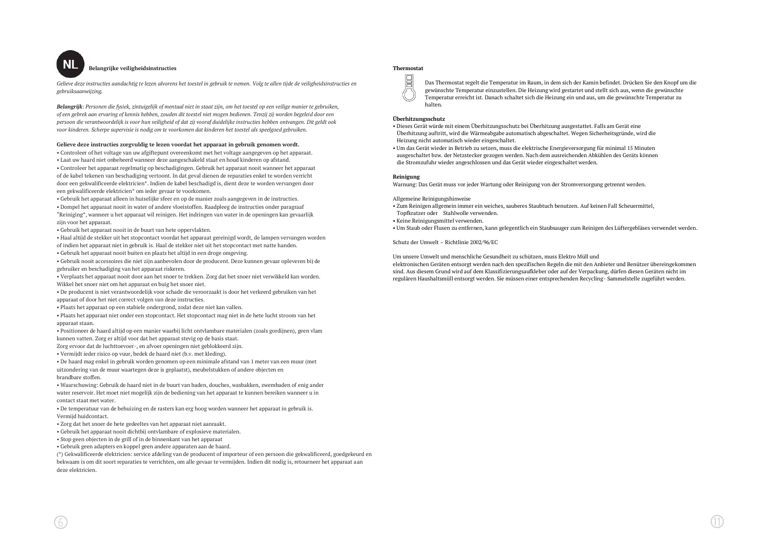## NL Belangrijke veiligheidsinstructies

*Gelieve deze instructies aandachtig te lezen alvorens het toestel in gebruik te nemen. Volg te allen tijde de veiligheidsinstructies en gebruiksaanwijzing.*

***Belangrijk**: Personen die fysiek, zintuigelijk of mentaal niet in staat zijn, om het toestel op een veilige manier te gebruiken, of een gebrek aan ervaring of kennis hebben, zouden dit toestel niet mogen bedienen. Tenzij zij worden begeleid door een persoon die verantwoordelijk is voor hun veiligheid of dat zij vooraf duidelijke instructies hebben ontvangen. Dit geldt ook voor kinderen. Scherpe supervisie is nodig om te voorkomen dat kinderen het toestel als speelgoed gebruiken.*

**Gelieve deze instructies zorgvuldig te lezen voordat het apparaat in gebruik genomen wordt.**

- Controleer of het voltage van uw afgiftepunt overeenkomt met het voltage aangegeven op het apparaat.
- Laat uw haard niet onbeheerd wanneer deze aangeschakeld staat en houd kinderen op afstand.
- Controleer het apparaat regelmatig op beschadigingen. Gebruik het apparaat nooit wanneer het apparaat of de kabel tekenen van beschadiging vertoont. In dat geval dienen de reparaties enkel te worden verricht door een gekwalificeerde elektricien*. Indien de kabel beschadigd is, dient deze te worden vervangen door een gekwalificeerde elektricien* om ieder gevaar te voorkomen.
- Gebruik het apparaat alleen in huiselijke sfeer en op de manier zoals aangegeven in de instructies.
- Dompel het apparaat nooit in water of andere vloeistoffen. Raadpleeg de instructies onder paragraaf "Reiniging", wanneer u het apparaat wil reinigen. Het indringen van water in de openingen kan gevaarlijk zijn voor het apparaat.
- Gebruik het apparaat nooit in de buurt van hete oppervlakten.
- Haal altijd de stekker uit het stopcontact voordat het apparaat gereinigd wordt, de lampen vervangen worden of indien het apparaat niet in gebruik is. Haal de stekker niet uit het stopcontact met natte handen.
- Gebruik het apparaat nooit buiten en plaats het altijd in een droge omgeving.
- Gebruik nooit accessoires die niet zijn aanbevolen door de producent. Deze kunnen gevaar opleveren bij de gebruiker en beschadiging van het apparaat riskeren.
- Verplaats het apparaat nooit door aan het snoer te trekken. Zorg dat het snoer niet verwikkeld kan worden. Wikkel het snoer niet om het apparaat en buig het snoer niet.
- De producent is niet verantwoordelijk voor schade die veroorzaakt is door het verkeerd gebruiken van het apparaat of door het niet correct volgen van deze instructies.
- Plaats het apparaat op een stabiele ondergrond, zodat deze niet kan vallen.
- Plaats het apparaat niet onder een stopcontact. Het stopcontact mag niet in de hete lucht stroom van het apparaat staan.
- Positioneer de haard altijd op een manier waarbij licht ontvlambare materialen (zoals gordijnen), geen vlam kunnen vatten. Zorg er altijd voor dat het apparaat stevig op de basis staat. Zorg ervoor dat de luchttoevoer-, en afvoer openingen niet geblokkeerd zijn.
- Vermijdt ieder risico op vuur, bedek de haard niet (b.v. met kleding).
- De haard mag enkel in gebruik worden genomen op een minimale afstand van 1 meter van een muur (met uitzondering van de muur waartegen deze is geplaatst), meubelstukken of andere objecten en brandbare stoffen.
- Waarschuwing: Gebruik de haard niet in de buurt van baden, douches, wasbakken, zwembaden of enig ander water reservoir. Het moet niet mogelijk zijn de bediening van het apparaat te kunnen bereiken wanneer u in contact staat met water.
- De temperatuur van de behuizing en de rasters kan erg hoog worden wanneer het apparaat in gebruik is. Vermijd huidcontact.
- Zorg dat het snoer de hete gedeeltes van het apparaat niet aanraakt.
- Gebruik het apparaat nooit dichtbij ontvlambare of explosieve materialen.
- Stop geen objecten in de grill of in de binnenkant van het apparaat
- Gebruik geen adapters en koppel geen andere apparaten aan de haard.

(*) Gekwalificeerde elektricien: service afdeling van de producent of importeur of een persoon die gekwalificeerd, goedgekeurd en bekwaam is om dit soort reparaties te verrichten, om alle gevaar te vermijden. Indien dit nodig is, retourneer het apparaat aan deze elektricien.

**Thermostat**

Das Thermostat regelt die Temperatur im Raum, in dem sich der Kamin befindet. Drücken Sie den Knopf um die gewünschte Temperatur einzustellen. Die Heizung wird gestartet und stellt sich aus, wenn die gewünschte Temperatur erreicht ist. Danach schaltet sich die Heizung ein und aus, um die gewünschte Temperatur zu halten.

**Überhitzungsschutz**

- Dieses Gerät würde mit einem Überhitzungsschutz bei Überhitzung ausgestattet. Falls am Gerät eine Überhitzung auftritt, wird die Wärmeabgabe automatisch abgeschaltet. Wegen Sicherheitsgründe, wird die Heizung nicht automatisch wieder eingeschaltet.
- Um das Gerät wieder in Betrieb zu setzen, muss die elektrische Energieversorgung für minimal 15 Minuten ausgeschaltet bzw. der Netzstecker gezogen werden. Nach dem ausreichenden Abkühlen des Geräts können die Stromzufuhr wieder angeschlossen und das Gerät wieder eingeschaltet werden.

**Reinigung**

Warnung: Das Gerät muss vor jeder Wartung oder Reinigung von der Stromversorgung getrennt werden.

Allgemeine Reinigungshinweise

- Zum Reinigen allgemein immer ein weiches, sauberes Staubtuch benutzen. Auf keinen Fall Scheuermittel, Topfkratzer oder Stahlwolle verwenden.
- Keine Reinigungsmittel verwenden.
- Um Staub oder Flusen zu entfernen, kann gelegentlich ein Staubsauger zum Reinigen des Lüftergebläses verwendet werden.

Schutz der Umwelt – Richtlinie 2002/96/EC

Um unsere Umwelt und menschliche Gesundheit zu schützen, muss Elektro Müll und elektronischen Geräten entsorgt werden nach den spezifischen Regeln die mit den Anbieter und Benützer übereingekommen sind. Aus diesem Grund wird auf dem Klassifizierungsaufkleber oder auf der Verpackung, dürfen diesen Geräten nicht im regulären Haushaltsmüll entsorgt werden. Sie müssen einer entsprechenden Recycling- Sammelstelle zugeführt werden.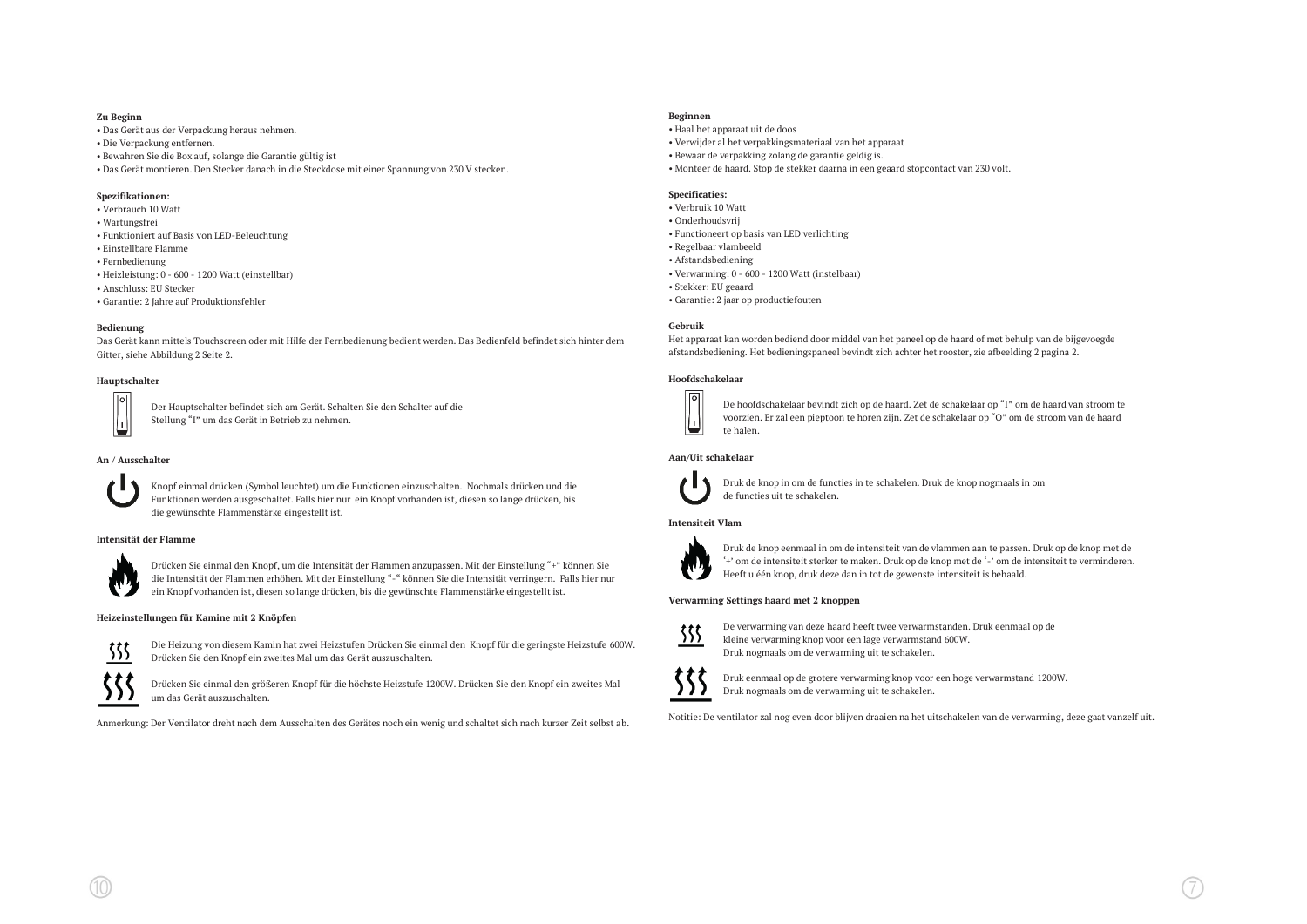**Zu Beginn**

- Das Gerät aus der Verpackung heraus nehmen.
- Die Verpackung entfernen.
- Bewahren Sie die Box auf, solange die Garantie gültig ist
- Das Gerät montieren. Den Stecker danach in die Steckdose mit einer Spannung von 230 V stecken.

**Spezifikationen:**

- Verbrauch 10 Watt
- Wartungsfrei
- Funktioniert auf Basis von LED-Beleuchtung
- Einstellbare Flamme
- Fernbedienung
- Heizleistung: 0 - 600 - 1200 Watt (einstellbar)
- Anschluss: EU Stecker
- Garantie: 2 Jahre auf Produktionsfehler

**Bedienung**

Das Gerät kann mittels Touchscreen oder mit Hilfe der Fernbedienung bedient werden. Das Bedienfeld befindet sich hinter dem Gitter, siehe Abbildung 2 Seite 2.

**Hauptschalter**

Der Hauptschalter befindet sich am Gerät. Schalten Sie den Schalter auf die Stellung "I" um das Gerät in Betrieb zu nehmen.

**An / Ausschalter**

Knopf einmal drücken (Symbol leuchtet) um die Funktionen einzuschalten. Nochmals drücken und die Funktionen werden ausgeschaltet. Falls hier nur ein Knopf vorhanden ist, diesen so lange drücken, bis die gewünschte Flammenstärke eingestellt ist.

**Intensität der Flamme**

Drücken Sie einmal den Knopf, um die Intensität der Flammen anzupassen. Mit der Einstellung "+" können Sie die Intensität der Flammen erhöhen. Mit der Einstellung "-" können Sie die Intensität verringern. Falls hier nur ein Knopf vorhanden ist, diesen so lange drücken, bis die gewünschte Flammenstärke eingestellt ist.

**Heizeinstellungen für Kamine mit 2 Knöpfen**

Die Heizung von diesem Kamin hat zwei Heizstufen Drücken Sie einmal den Knopf für die geringste Heizstufe 600W. Drücken Sie den Knopf ein zweites Mal um das Gerät auszuschalten.

Drücken Sie einmal den größeren Knopf für die höchste Heizstufe 1200W. Drücken Sie den Knopf ein zweites Mal um das Gerät auszuschalten.

Anmerkung: Der Ventilator dreht nach dem Ausschalten des Gerätes noch ein wenig und schaltet sich nach kurzer Zeit selbst ab.

**Beginnen**

- Haal het apparaat uit de doos
- Verwijder al het verpakkingsmateriaal van het apparaat
- Bewaar de verpakking zolang de garantie geldig is.
- Monteer de haard. Stop de stekker daarna in een geaard stopcontact van 230 volt.

**Specificaties:**

- Verbruik 10 Watt
- Onderhoudsvrij
- Functioneert op basis van LED verlichting
- Regelbaar vlambeeld
- Afstandsbediening
- Verwarming: 0 - 600 - 1200 Watt (instelbaar)
- Stekker: EU geaard
- Garantie: 2 jaar op productiefouten

**Gebruik**

Het apparaat kan worden bediend door middel van het paneel op de haard of met behulp van de bijgevoegde afstandsbediening. Het bedieningspaneel bevindt zich achter het rooster, zie afbeelding 2 pagina 2.

**Hoofdschakelaar**

De hoofdschakelaar bevindt zich op de haard. Zet de schakelaar op "I" om de haard van stroom te voorzien. Er zal een pieptoon te horen zijn. Zet de schakelaar op "O" om de stroom van de haard te halen.

**Aan/Uit schakelaar**

Druk de knop in om de functies in te schakelen. Druk de knop nogmaals in om de functies uit te schakelen.

**Intensiteit Vlam**

Druk de knop eenmaal in om de intensiteit van de vlammen aan te passen. Druk op de knop met de '+' om de intensiteit sterker te maken. Druk op de knop met de '-' om de intensiteit te verminderen. Heeft u één knop, druk deze dan in tot de gewenste intensiteit is behaald.

**Verwarming Settings haard met 2 knoppen**

De verwarming van deze haard heeft twee verwarmstanden. Druk eenmaal op de kleine verwarming knop voor een lage verwarmstand 600W. Druk nogmaals om de verwarming uit te schakelen.

Druk eenmaal op de grotere verwarming knop voor een hoge verwarmstand 1200W. Druk nogmaals om de verwarming uit te schakelen.

Notitie: De ventilator zal nog even door blijven draaien na het uitschakelen van de verwarming, deze gaat vanzelf uit.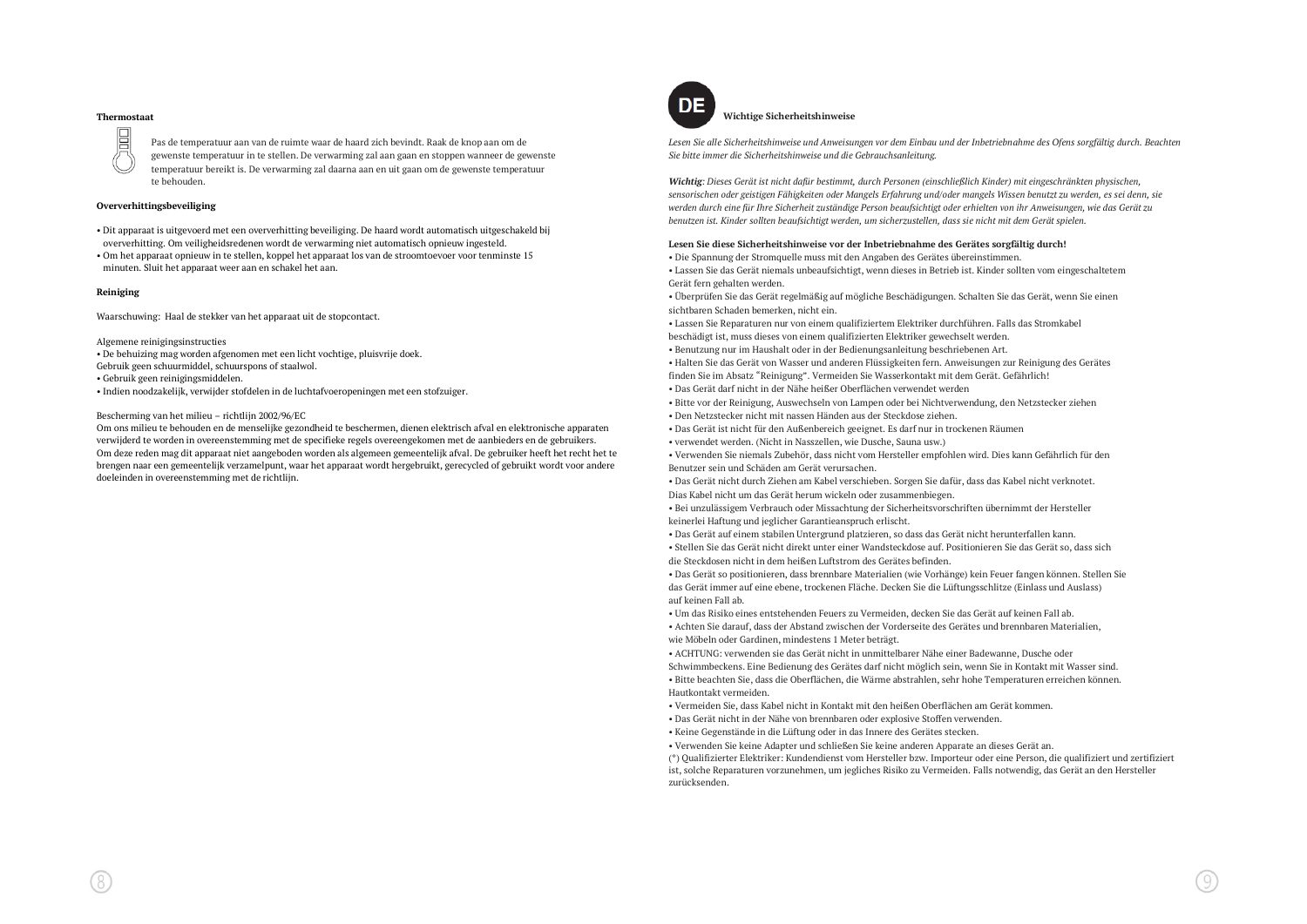**Thermostaat**

Pas de temperatuur aan van de ruimte waar de haard zich bevindt. Raak de knop aan om de gewenste temperatuur in te stellen. De verwarming zal aan gaan en stoppen wanneer de gewenste temperatuur bereikt is. De verwarming zal daarna aan en uit gaan om de gewenste temperatuur te behouden.

**Oververhittingsbeveiliging**

- Dit apparaat is uitgevoerd met een oververhitting beveiliging. De haard wordt automatisch uitgeschakeld bij oververhitting. Om veiligheidsredenen wordt de verwarming niet automatisch opnieuw ingesteld.
- Om het apparaat opnieuw in te stellen, koppel het apparaat los van de stroomtoevoer voor tenminste 15 minuten. Sluit het apparaat weer aan en schakel het aan.

**Reiniging**

Waarschuwing: Haal de stekker van het apparaat uit de stopcontact.

Algemene reinigingsinstructies
- De behuizing mag worden afgenomen met een licht vochtige, pluisvrije doek.
Gebruik geen schuurmiddel, schuurspons of staalwol.
- Gebruik geen reinigingsmiddelen.
- Indien noodzakelijk, verwijder stofdelen in de luchtafvoeropeningen met een stofzuiger.

Bescherming van het milieu – richtlijn 2002/96/EC
Om ons milieu te behouden en de menselijke gezondheid te beschermen, dienen elektrisch afval en elektronische apparaten verwijderd te worden in overeenstemming met de specifieke regels overeengekomen met de aanbieders en de gebruikers.
Om deze reden mag dit apparaat niet aangeboden worden als algemeen gemeentelijk afval. De gebruiker heeft het recht het te brengen naar een gemeentelijk verzamelpunt, waar het apparaat wordt hergebruikt, gerecycled of gebruikt wordt voor andere doeleinden in overeenstemming met de richtlijn.

DE

**Wichtige Sicherheitshinweise**

*Lesen Sie alle Sicherheitshinweise und Anweisungen vor dem Einbau und der Inbetriebnahme des Ofens sorgfältig durch. Beachten Sie bitte immer die Sicherheitshinweise und die Gebrauchsanleitung.*

***Wichtig:** Dieses Gerät ist nicht dafür bestimmt, durch Personen (einschließlich Kinder) mit eingeschränkten physischen, sensorischen oder geistigen Fähigkeiten oder Mangels Erfahrung und/oder mangels Wissen benutzt zu werden, es sei denn, sie werden durch eine für Ihre Sicherheit zuständige Person beaufsichtigt oder erhielten von ihr Anweisungen, wie das Gerät zu benutzen ist. Kinder sollten beaufsichtigt werden, um sicherzustellen, dass sie nicht mit dem Gerät spielen.*

**Lesen Sie diese Sicherheitshinweise vor der Inbetriebnahme des Gerätes sorgfältig durch!**
- Die Spannung der Stromquelle muss mit den Angaben des Gerätes übereinstimmen.
- Lassen Sie das Gerät niemals unbeaufsichtigt, wenn dieses in Betrieb ist. Kinder sollten vom eingeschaltetem Gerät fern gehalten werden.
- Überprüfen Sie das Gerät regelmäßig auf mögliche Beschädigungen. Schalten Sie das Gerät, wenn Sie einen sichtbaren Schaden bemerken, nicht ein.
- Lassen Sie Reparaturen nur von einem qualifiziertem Elektriker durchführen. Falls das Stromkabel beschädigt ist, muss dieses von einem qualifizierten Elektriker gewechselt werden.
- Benutzung nur im Haushalt oder in der Bedienungsanleitung beschriebenen Art.
- Halten Sie das Gerät von Wasser und anderen Flüssigkeiten fern. Anweisungen zur Reinigung des Gerätes finden Sie im Absatz "Reinigung". Vermeiden Sie Wasserkontakt mit dem Gerät. Gefährlich!
- Das Gerät darf nicht in der Nähe heißer Oberflächen verwendet werden
- Bitte vor der Reinigung, Auswechseln von Lampen oder bei Nichtverwendung, den Netzstecker ziehen
- Den Netzstecker nicht mit nassen Händen aus der Steckdose ziehen.
- Das Gerät ist nicht für den Außenbereich geeignet. Es darf nur in trockenen Räumen
- verwendet werden. (Nicht in Nasszellen, wie Dusche, Sauna usw.)
- Verwenden Sie niemals Zubehör, dass nicht vom Hersteller empfohlen wird. Dies kann Gefährlich für den Benutzer sein und Schäden am Gerät verursachen.
- Das Gerät nicht durch Ziehen am Kabel verschieben. Sorgen Sie dafür, dass das Kabel nicht verknotet. Dias Kabel nicht um das Gerät herum wickeln oder zusammenbiegen.
- Bei unzulässigem Verbrauch oder Missachtung der Sicherheitsvorschriften übernimmt der Hersteller keinerlei Haftung und jeglicher Garantieanspruch erlischt.
- Das Gerät auf einem stabilen Untergrund platzieren, so dass das Gerät nicht herunterfallen kann.
- Stellen Sie das Gerät nicht direkt unter einer Wandsteckdose auf. Positionieren Sie das Gerät so, dass sich die Steckdosen nicht in dem heißen Luftstrom des Gerätes befinden.
- Das Gerät so positionieren, dass brennbare Materialien (wie Vorhänge) kein Feuer fangen können. Stellen Sie das Gerät immer auf eine ebene, trockenen Fläche. Decken Sie die Lüftungsschlitze (Einlass und Auslass) auf keinen Fall ab.
- Um das Risiko eines entstehenden Feuers zu Vermeiden, decken Sie das Gerät auf keinen Fall ab.
- Achten Sie darauf, dass der Abstand zwischen der Vorderseite des Gerätes und brennbaren Materialien, wie Möbeln oder Gardinen, mindestens 1 Meter beträgt.
- ACHTUNG: verwenden sie das Gerät nicht in unmittelbarer Nähe einer Badewanne, Dusche oder Schwimmbeckens. Eine Bedienung des Gerätes darf nicht möglich sein, wenn Sie in Kontakt mit Wasser sind.
- Bitte beachten Sie, dass die Oberflächen, die Wärme abstrahlen, sehr hohe Temperaturen erreichen können. Hautkontakt vermeiden.
- Vermeiden Sie, dass Kabel nicht in Kontakt mit den heißen Oberflächen am Gerät kommen.
- Das Gerät nicht in der Nähe von brennbaren oder explosive Stoffen verwenden.
- Keine Gegenstände in die Lüftung oder in das Innere des Gerätes stecken.
- Verwenden Sie keine Adapter und schließen Sie keine anderen Apparate an dieses Gerät an.

(*) Qualifizierter Elektriker: Kundendienst vom Hersteller bzw. Importeur oder eine Person, die qualifiziert und zertifiziert ist, solche Reparaturen vorzunehmen, um jegliches Risiko zu Vermeiden. Falls notwendig, das Gerät an den Hersteller zurücksenden.